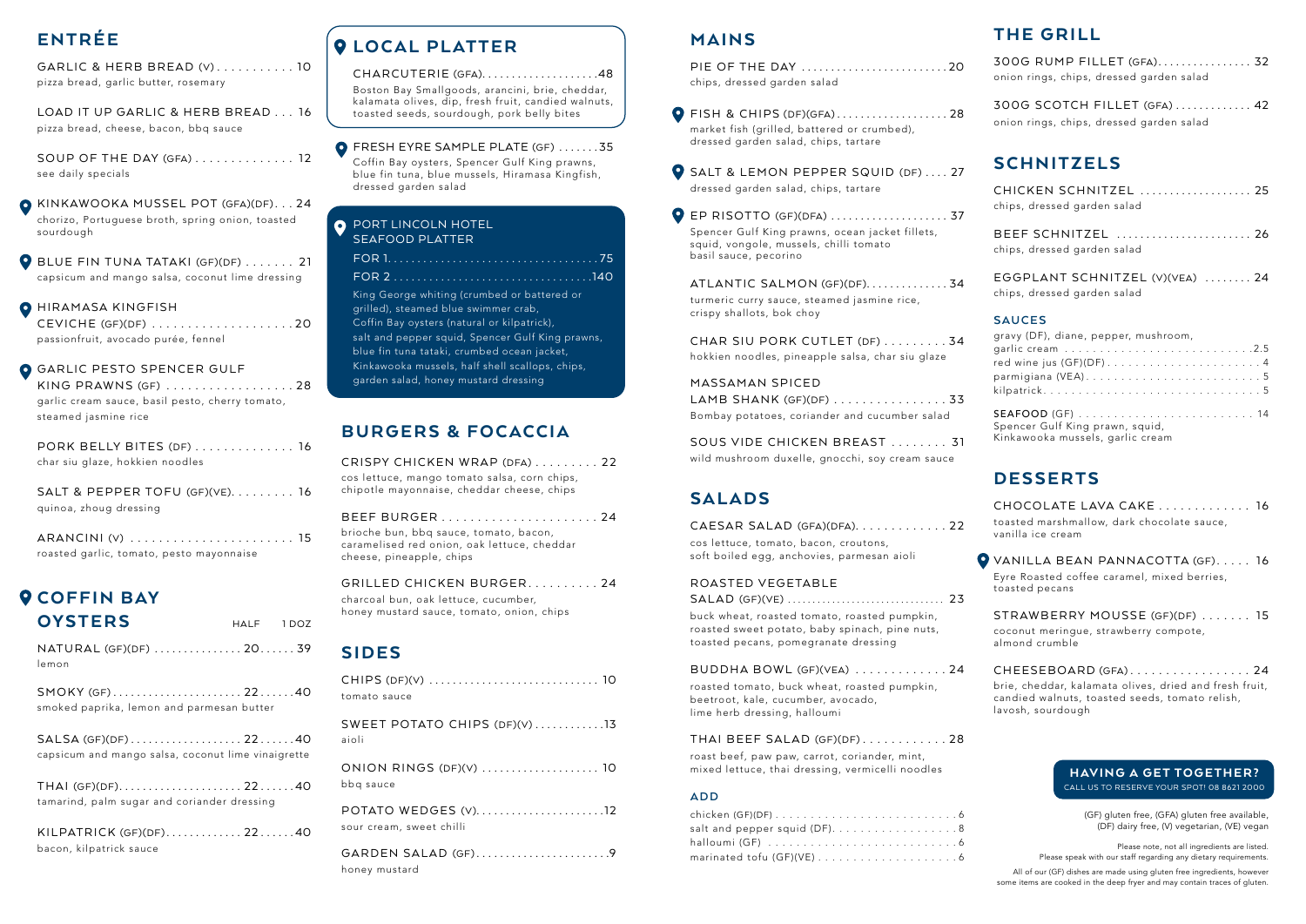## ENTRÉE

GARLIC & HERB BREAD (V) . . . . . . . . . . . 10
pizza bread, garlic butter, rosemary

LOAD IT UP GARLIC & HERB BREAD . . . 16
pizza bread, cheese, bacon, bbq sauce

SOUP OF THE DAY (GFA) . . . . . . . . . . . . . . 12
see daily specials

KINKAWOOKA MUSSEL POT (GFA)(DF) . . . 24
chorizo, Portuguese broth, spring onion, toasted sourdough

BLUE FIN TUNA TATAKI (GF)(DF) . . . . . . . 21
capsicum and mango salsa, coconut lime dressing

HIRAMASA KINGFISH CEVICHE (GF)(DF) . . . . . . . . . . . . . . . . . . . . 20
passionfruit, avocado purée, fennel

GARLIC PESTO SPENCER GULF KING PRAWNS (GF) . . . . . . . . . . . . . . . . . . 28
garlic cream sauce, basil pesto, cherry tomato, steamed jasmine rice

PORK BELLY BITES (DF) . . . . . . . . . . . . . . 16
char siu glaze, hokkien noodles

SALT & PEPPER TOFU (GF)(VE) . . . . . . . . . 16
quinoa, zhoug dressing

ARANCINI (V) . . . . . . . . . . . . . . . . . . . . . . . 15
roasted garlic, tomato, pesto mayonnaise

## COFFIN BAY OYSTERS

| | HALF | 1 DOZ |
|---|---|---|
| NATURAL (GF)(DF) – lemon | 20 | 39 |
| SMOKY (GF) – smoked paprika, lemon and parmesan butter | 22 | 40 |
| SALSA (GF)(DF) – capsicum and mango salsa, coconut lime vinaigrette | 22 | 40 |
| THAI (GF)(DF) – tamarind, palm sugar and coriander dressing | 22 | 40 |
| KILPATRICK (GF)(DF) – bacon, kilpatrick sauce | 22 | 40 |

## LOCAL PLATTER

CHARCUTERIE (GFA) . . . . . . . . . . . . . . . . . . . . 48
Boston Bay Smallgoods, arancini, brie, cheddar, kalamata olives, dip, fresh fruit, candied walnuts, toasted seeds, sourdough, pork belly bites

FRESH EYRE SAMPLE PLATE (GF) . . . . . . . 35
Coffin Bay oysters, Spencer Gulf King prawns, blue fin tuna, blue mussels, Hiramasa Kingfish, dressed garden salad

### PORT LINCOLN HOTEL SEAFOOD PLATTER

FOR 1 . . . . . . . . . . . . . . . . . . . . . . . . . . . . . . . . . . . 75
FOR 2 . . . . . . . . . . . . . . . . . . . . . . . . . . . . . . . . . . 140

King George whiting (crumbed or battered or grilled), steamed blue swimmer crab, Coffin Bay oysters (natural or kilpatrick), salt and pepper squid, Spencer Gulf King prawns, blue fin tuna tataki, crumbed ocean jacket, Kinkawooka mussels, half shell scallops, chips, garden salad, honey mustard dressing

## BURGERS & FOCACCIA

CRISPY CHICKEN WRAP (DFA) . . . . . . . . . 22
cos lettuce, mango tomato salsa, corn chips, chipotle mayonnaise, cheddar cheese, chips

BEEF BURGER . . . . . . . . . . . . . . . . . . . . . . 24
brioche bun, bbq sauce, tomato, bacon, caramelised red onion, oak lettuce, cheddar cheese, pineapple, chips

GRILLED CHICKEN BURGER . . . . . . . . . . 24
charcoal bun, oak lettuce, cucumber, honey mustard sauce, tomato, onion, chips

## SIDES

CHIPS (DF)(V) . . . . . . . . . . . . . . . . . . . . . . . . . . . 10
tomato sauce

SWEET POTATO CHIPS (DF)(V) . . . . . . . . . . . . 13
aioli

ONION RINGS (DF)(V) . . . . . . . . . . . . . . . . . . . 10
bbq sauce

POTATO WEDGES (V) . . . . . . . . . . . . . . . . . . . . . 12
sour cream, sweet chilli

GARDEN SALAD (GF) . . . . . . . . . . . . . . . . . . . . . . 9
honey mustard

## MAINS

PIE OF THE DAY . . . . . . . . . . . . . . . . . . . . . . . . 20
chips, dressed garden salad

FISH & CHIPS (DF)(GFA) . . . . . . . . . . . . . . . . . . 28
market fish (grilled, battered or crumbed), dressed garden salad, chips, tartare

SALT & LEMON PEPPER SQUID (DF) . . . . 27
dressed garden salad, chips, tartare

EP RISOTTO (GF)(DFA) . . . . . . . . . . . . . . . . . . . 37
Spencer Gulf King prawns, ocean jacket fillets, squid, vongole, mussels, chilli tomato basil sauce, pecorino

ATLANTIC SALMON (GF)(DF) . . . . . . . . . . . . . 34
turmeric curry sauce, steamed jasmine rice, crispy shallots, bok choy

CHAR SIU PORK CUTLET (DF) . . . . . . . . . 34
hokkien noodles, pineapple salsa, char siu glaze

MASSAMAN SPICED LAMB SHANK (GF)(DF) . . . . . . . . . . . . . . . . 33
Bombay potatoes, coriander and cucumber salad

SOUS VIDE CHICKEN BREAST . . . . . . . . 31
wild mushroom duxelle, gnocchi, soy cream sauce

## SALADS

CAESAR SALAD (GFA)(DFA) . . . . . . . . . . . . . 22
cos lettuce, tomato, bacon, croutons, soft boiled egg, anchovies, parmesan aioli

ROASTED VEGETABLE SALAD (GF)(VE) . . . . . . . . . . . . . . . . . . . . . . . . . . . . . . 23
buck wheat, roasted tomato, roasted pumpkin, roasted sweet potato, baby spinach, pine nuts, toasted pecans, pomegranate dressing

BUDDHA BOWL (GF)(VEA) . . . . . . . . . . . . . 24
roasted tomato, buck wheat, roasted pumpkin, beetroot, kale, cucumber, avocado, lime herb dressing, halloumi

THAI BEEF SALAD (GF)(DF) . . . . . . . . . . . . 28
roast beef, paw paw, carrot, coriander, mint, mixed lettuce, thai dressing, vermicelli noodles

### ADD

chicken (GF)(DF) . . . . . . . . . . . . . . . . . . . . . . . . . . 6
salt and pepper squid (DF) . . . . . . . . . . . . . . . . . . 8
halloumi (GF) . . . . . . . . . . . . . . . . . . . . . . . . . . . . 6
marinated tofu (GF)(VE) . . . . . . . . . . . . . . . . . . . . 6

## THE GRILL

300G RUMP FILLET (GFA) . . . . . . . . . . . . . . . 32
onion rings, chips, dressed garden salad

300G SCOTCH FILLET (GFA) . . . . . . . . . . . . . 42
onion rings, chips, dressed garden salad

## SCHNITZELS

CHICKEN SCHNITZEL . . . . . . . . . . . . . . . . . . 25
chips, dressed garden salad

BEEF SCHNITZEL . . . . . . . . . . . . . . . . . . . . . . 26
chips, dressed garden salad

EGGPLANT SCHNITZEL (V)(VEA) . . . . . . . . 24
chips, dressed garden salad

### SAUCES

gravy (DF), diane, pepper, mushroom, garlic cream . . . . . . . . . . . . . . . . . . . . . . . . . . . 2.5
red wine jus (GF)(DF) . . . . . . . . . . . . . . . . . . . . . . . 4
parmigiana (VEA) . . . . . . . . . . . . . . . . . . . . . . . . . . 5
kilpatrick . . . . . . . . . . . . . . . . . . . . . . . . . . . . . . . . . 5

**SEAFOOD** (GF) . . . . . . . . . . . . . . . . . . . . . . . . . 14
Spencer Gulf King prawn, squid, Kinkawooka mussels, garlic cream

## DESSERTS

CHOCOLATE LAVA CAKE . . . . . . . . . . . . . 16
toasted marshmallow, dark chocolate sauce, vanilla ice cream

VANILLA BEAN PANNACOTTA (GF) . . . . . 16
Eyre Roasted coffee caramel, mixed berries, toasted pecans

STRAWBERRY MOUSSE (GF)(DF) . . . . . . . 15
coconut meringue, strawberry compote, almond crumble

CHEESEBOARD (GFA) . . . . . . . . . . . . . . . . . 24
brie, cheddar, kalamata olives, dried and fresh fruit, candied walnuts, toasted seeds, tomato relish, lavosh, sourdough

**HAVING A GET TOGETHER?**
CALL US TO RESERVE YOUR SPOT! 08 8621 2000

(GF) gluten free, (GFA) gluten free available, (DF) dairy free, (V) vegetarian, (VE) vegan

Please note, not all ingredients are listed. Please speak with our staff regarding any dietary requirements.

All of our (GF) dishes are made using gluten free ingredients, however some items are cooked in the deep fryer and may contain traces of gluten.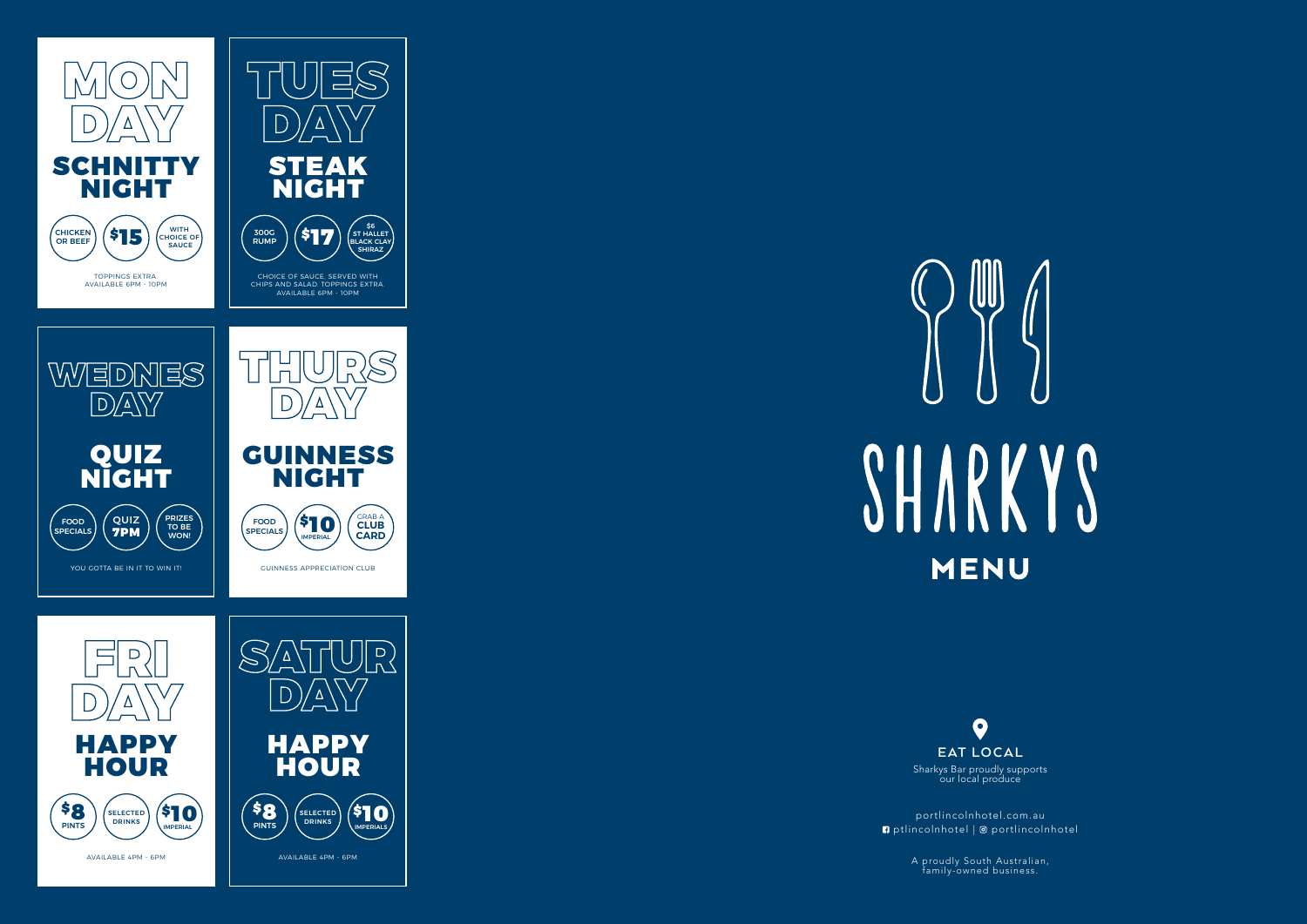## MONDAY

### SCHNITTY NIGHT

CHICKEN OR BEEF | $15 | WITH CHOICE OF SAUCE

TOPPINGS EXTRA.
AVAILABLE 6PM - 10PM

## TUESDAY

### STEAK NIGHT

300G RUMP | $17 | $6 ST HALLET BLACK CLAY SHIRAZ

CHOICE OF SAUCE. SERVED WITH CHIPS AND SALAD. TOPPINGS EXTRA.
AVAILABLE 6PM - 10PM

## WEDNESDAY

### QUIZ NIGHT

FOOD SPECIALS | QUIZ 7PM | PRIZES TO BE WON!

YOU GOTTA BE IN IT TO WIN IT!

## THURSDAY

### GUINNESS NIGHT

FOOD SPECIALS | $10 IMPERIAL | GRAB A CLUB CARD

GUINNESS APPRECIATION CLUB

## FRIDAY

### HAPPY HOUR

$8 PINTS | SELECTED DRINKS | $10 IMPERIAL

AVAILABLE 4PM - 6PM

## SATURDAY

### HAPPY HOUR

$8 PINTS | SELECTED DRINKS | $10 IMPERIALS

AVAILABLE 4PM - 6PM

# SHARKYS

## MENU

**EAT LOCAL**

Sharkys Bar proudly supports our local produce

portlincolnhotel.com.au
ptlincolnhotel | portlincolnhotel

A proudly South Australian, family-owned business.